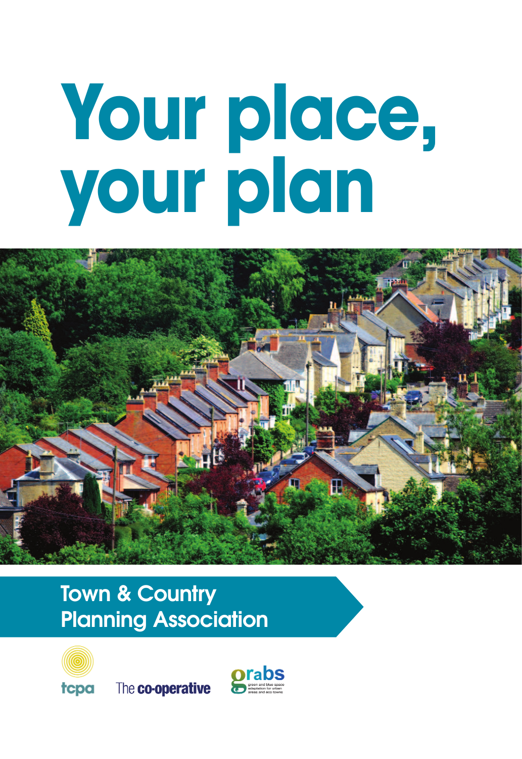# Your place, your plan

Town & Country Planning Association

tcpa

The co-operative

grabs

green and blue space adaptation for urban areas and eco towns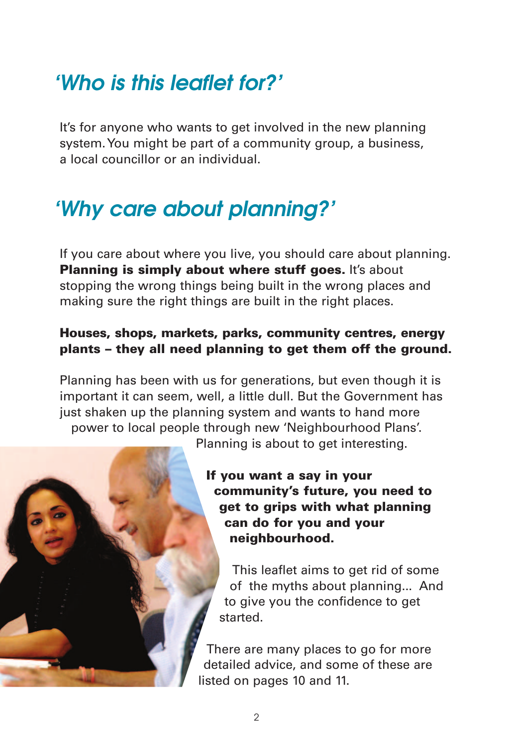## *'Who is this leaflet for?'*

It's for anyone who wants to get involved in the new planning system. You might be part of a community group, a business, a local councillor or an individual.

## *'Why care about planning?'*

If you care about where you live, you should care about planning. **Planning is simply about where stuff goes.** It's about stopping the wrong things being built in the wrong places and making sure the right things are built in the right places.

**Houses, shops, markets, parks, community centres, energy plants – they all need planning to get them off the ground.**

Planning has been with us for generations, but even though it is important it can seem, well, a little dull. But the Government has just shaken up the planning system and wants to hand more power to local people through new 'Neighbourhood Plans'. Planning is about to get interesting.

**If you want a say in your community's future, you need to get to grips with what planning can do for you and your neighbourhood.**

This leaflet aims to get rid of some of the myths about planning... And to give you the confidence to get started.

There are many places to go for more detailed advice, and some of these are listed on pages 10 and 11.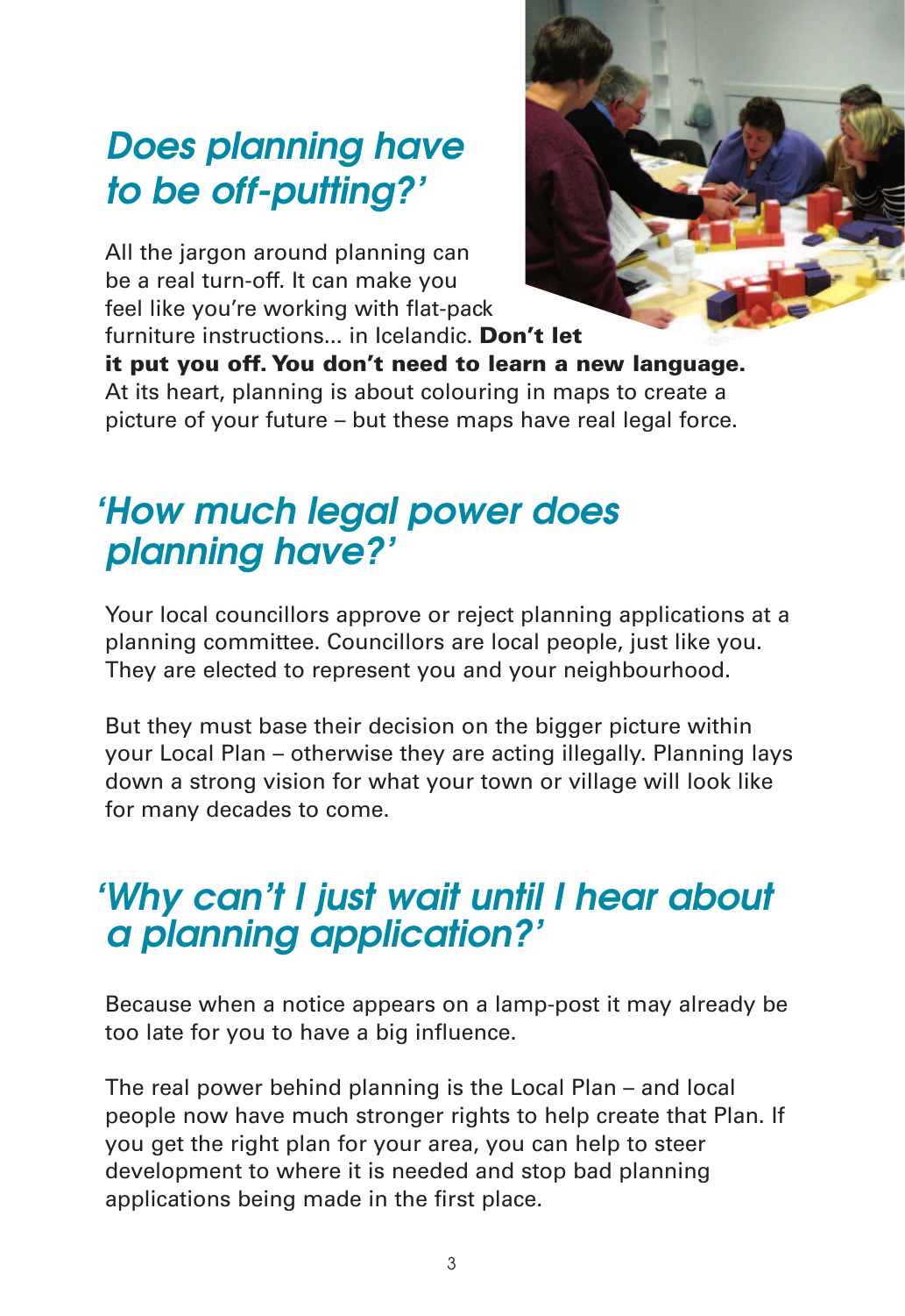## *Does planning have to be off-putting?'*

All the jargon around planning can be a real turn-off. It can make you feel like you're working with flat-pack furniture instructions... in Icelandic. **Don't let it put you off. You don't need to learn a new language.** At its heart, planning is about colouring in maps to create a picture of your future – but these maps have real legal force.

## *'How much legal power does planning have?'*

Your local councillors approve or reject planning applications at a planning committee. Councillors are local people, just like you. They are elected to represent you and your neighbourhood.

But they must base their decision on the bigger picture within your Local Plan – otherwise they are acting illegally. Planning lays down a strong vision for what your town or village will look like for many decades to come.

## *'Why can't I just wait until I hear about a planning application?'*

Because when a notice appears on a lamp-post it may already be too late for you to have a big influence.

The real power behind planning is the Local Plan – and local people now have much stronger rights to help create that Plan. If you get the right plan for your area, you can help to steer development to where it is needed and stop bad planning applications being made in the first place.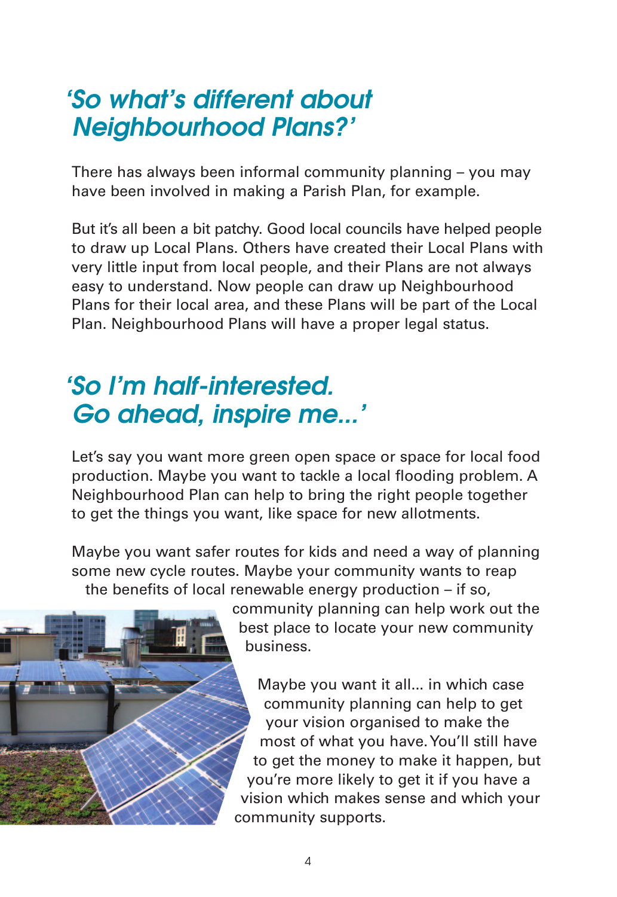## *'So what's different about Neighbourhood Plans?'*

There has always been informal community planning – you may have been involved in making a Parish Plan, for example.

But it's all been a bit patchy. Good local councils have helped people to draw up Local Plans. Others have created their Local Plans with very little input from local people, and their Plans are not always easy to understand. Now people can draw up Neighbourhood Plans for their local area, and these Plans will be part of the Local Plan. Neighbourhood Plans will have a proper legal status.

## *'So I'm half-interested. Go ahead, inspire me...'*

Let's say you want more green open space or space for local food production. Maybe you want to tackle a local flooding problem. A Neighbourhood Plan can help to bring the right people together to get the things you want, like space for new allotments.

Maybe you want safer routes for kids and need a way of planning some new cycle routes. Maybe your community wants to reap the benefits of local renewable energy production – if so, community planning can help work out the best place to locate your new community business.

Maybe you want it all... in which case community planning can help to get your vision organised to make the most of what you have. You'll still have to get the money to make it happen, but you're more likely to get it if you have a vision which makes sense and which your community supports.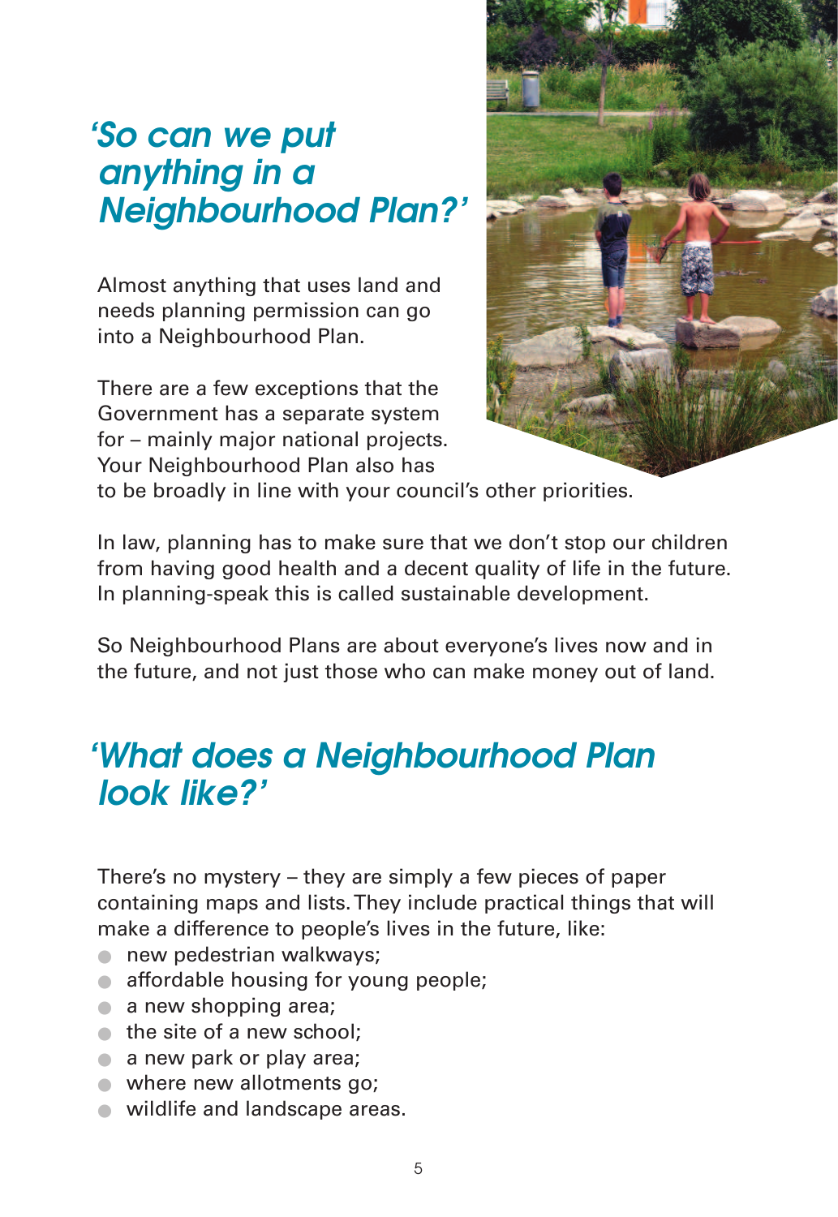## *'So can we put anything in a Neighbourhood Plan?'*

Almost anything that uses land and needs planning permission can go into a Neighbourhood Plan.

There are a few exceptions that the Government has a separate system for – mainly major national projects. Your Neighbourhood Plan also has to be broadly in line with your council's other priorities.

In law, planning has to make sure that we don't stop our children from having good health and a decent quality of life in the future. In planning-speak this is called sustainable development.

So Neighbourhood Plans are about everyone's lives now and in the future, and not just those who can make money out of land.

## *'What does a Neighbourhood Plan look like?'*

There's no mystery – they are simply a few pieces of paper containing maps and lists. They include practical things that will make a difference to people's lives in the future, like:

- new pedestrian walkways;
- affordable housing for young people;
- a new shopping area;
- the site of a new school;
- a new park or play area;
- where new allotments go;
- wildlife and landscape areas.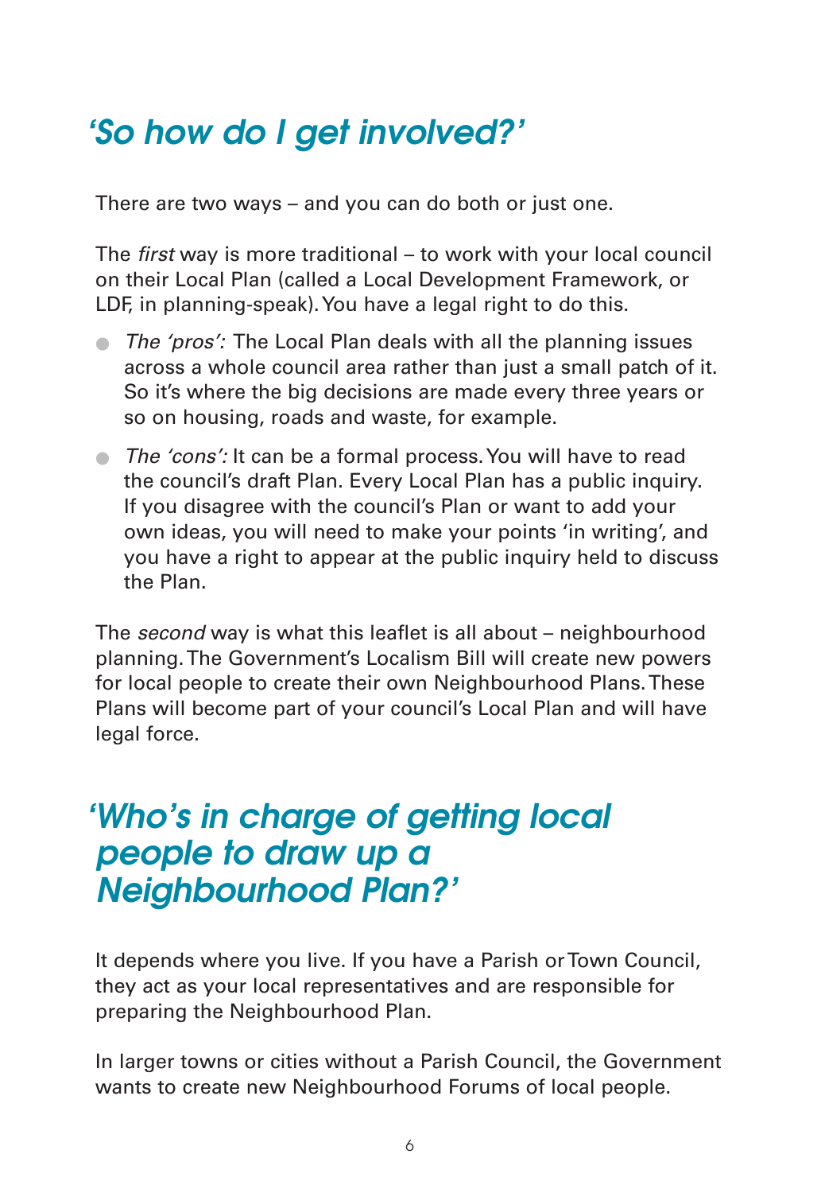## *'So how do I get involved?'*

There are two ways – and you can do both or just one.

The *first* way is more traditional – to work with your local council on their Local Plan (called a Local Development Framework, or LDF, in planning-speak). You have a legal right to do this.

- *The 'pros':* The Local Plan deals with all the planning issues across a whole council area rather than just a small patch of it. So it's where the big decisions are made every three years or so on housing, roads and waste, for example.
- *The 'cons':* It can be a formal process. You will have to read the council's draft Plan. Every Local Plan has a public inquiry. If you disagree with the council's Plan or want to add your own ideas, you will need to make your points 'in writing', and you have a right to appear at the public inquiry held to discuss the Plan.

The *second* way is what this leaflet is all about – neighbourhood planning. The Government's Localism Bill will create new powers for local people to create their own Neighbourhood Plans. These Plans will become part of your council's Local Plan and will have legal force.

## *'Who's in charge of getting local people to draw up a Neighbourhood Plan?'*

It depends where you live. If you have a Parish or Town Council, they act as your local representatives and are responsible for preparing the Neighbourhood Plan.

In larger towns or cities without a Parish Council, the Government wants to create new Neighbourhood Forums of local people.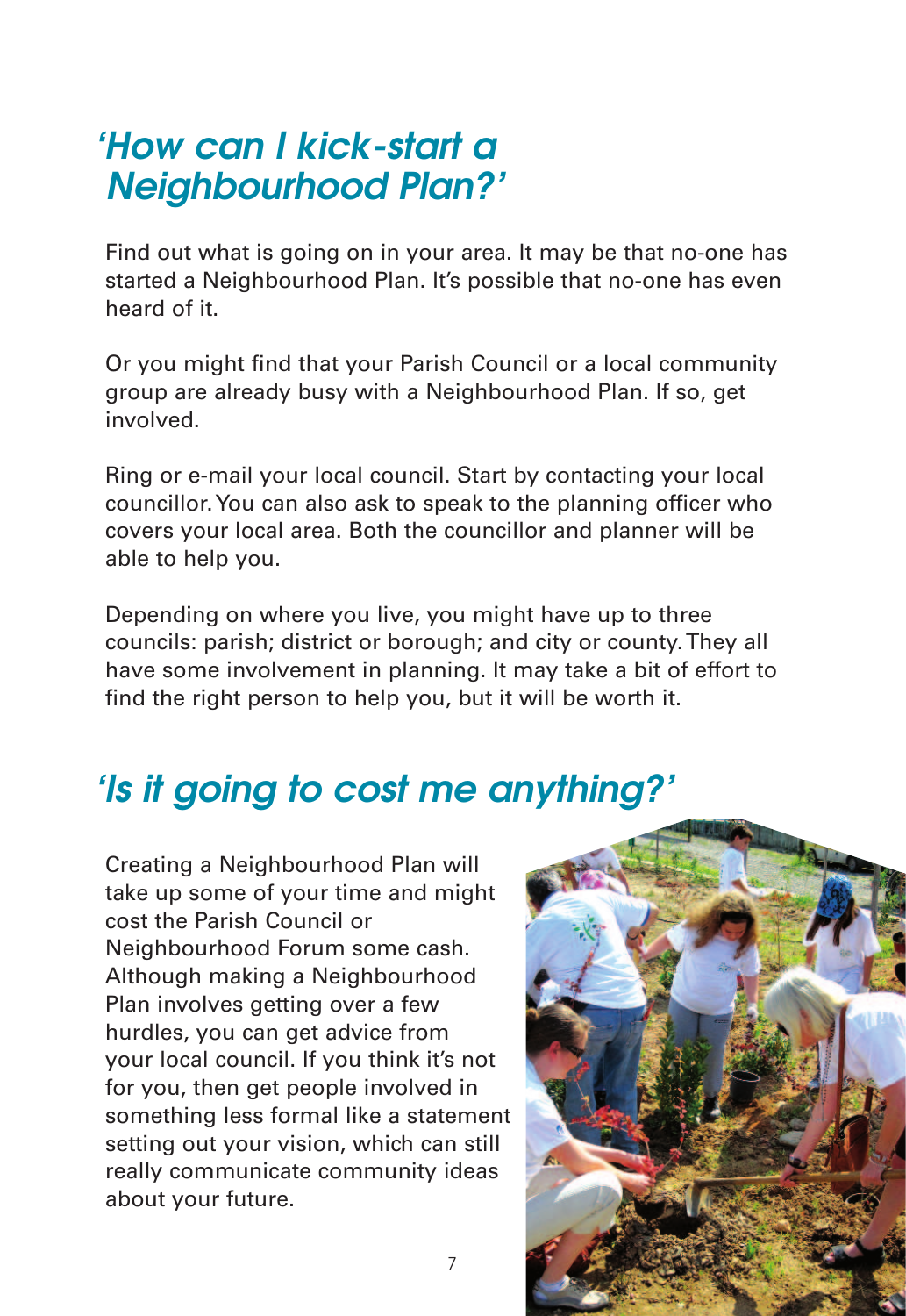## 'How can I kick-start a Neighbourhood Plan?'

Find out what is going on in your area. It may be that no-one has started a Neighbourhood Plan. It's possible that no-one has even heard of it.

Or you might find that your Parish Council or a local community group are already busy with a Neighbourhood Plan. If so, get involved.

Ring or e-mail your local council. Start by contacting your local councillor. You can also ask to speak to the planning officer who covers your local area. Both the councillor and planner will be able to help you.

Depending on where you live, you might have up to three councils: parish; district or borough; and city or county. They all have some involvement in planning. It may take a bit of effort to find the right person to help you, but it will be worth it.

## 'Is it going to cost me anything?'

Creating a Neighbourhood Plan will take up some of your time and might cost the Parish Council or Neighbourhood Forum some cash. Although making a Neighbourhood Plan involves getting over a few hurdles, you can get advice from your local council. If you think it's not for you, then get people involved in something less formal like a statement setting out your vision, which can still really communicate community ideas about your future.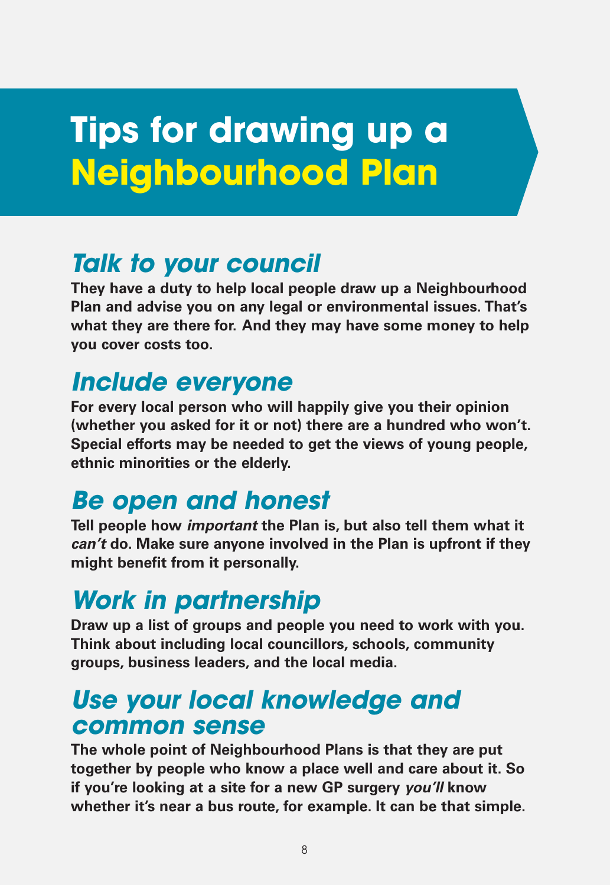# Tips for drawing up a Neighbourhood Plan

## *Talk to your council*

**They have a duty to help local people draw up a Neighbourhood Plan and advise you on any legal or environmental issues. That's what they are there for. And they may have some money to help you cover costs too.**

## *Include everyone*

**For every local person who will happily give you their opinion (whether you asked for it or not) there are a hundred who won't. Special efforts may be needed to get the views of young people, ethnic minorities or the elderly.**

## *Be open and honest*

**Tell people how *important* the Plan is, but also tell them what it *can't* do. Make sure anyone involved in the Plan is upfront if they might benefit from it personally.**

## *Work in partnership*

**Draw up a list of groups and people you need to work with you. Think about including local councillors, schools, community groups, business leaders, and the local media.**

## *Use your local knowledge and common sense*

**The whole point of Neighbourhood Plans is that they are put together by people who know a place well and care about it. So if you're looking at a site for a new GP surgery *you'll* know whether it's near a bus route, for example. It can be that simple.**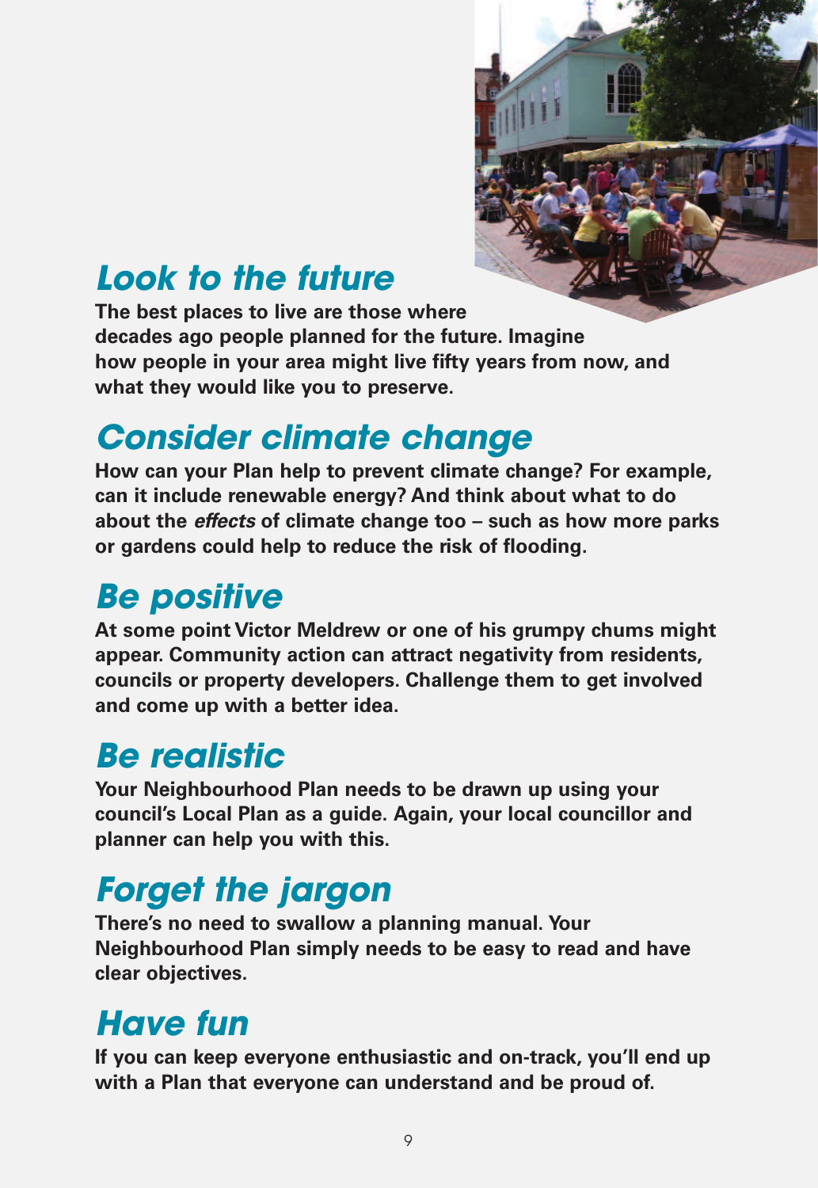## Look to the future

**The best places to live are those where decades ago people planned for the future. Imagine how people in your area might live fifty years from now, and what they would like you to preserve.**

## Consider climate change

**How can your Plan help to prevent climate change? For example, can it include renewable energy? And think about what to do about the *effects* of climate change too – such as how more parks or gardens could help to reduce the risk of flooding.**

## Be positive

**At some point Victor Meldrew or one of his grumpy chums might appear. Community action can attract negativity from residents, councils or property developers. Challenge them to get involved and come up with a better idea.**

## Be realistic

**Your Neighbourhood Plan needs to be drawn up using your council's Local Plan as a guide. Again, your local councillor and planner can help you with this.**

## Forget the jargon

**There's no need to swallow a planning manual. Your Neighbourhood Plan simply needs to be easy to read and have clear objectives.**

## Have fun

**If you can keep everyone enthusiastic and on-track, you'll end up with a Plan that everyone can understand and be proud of.**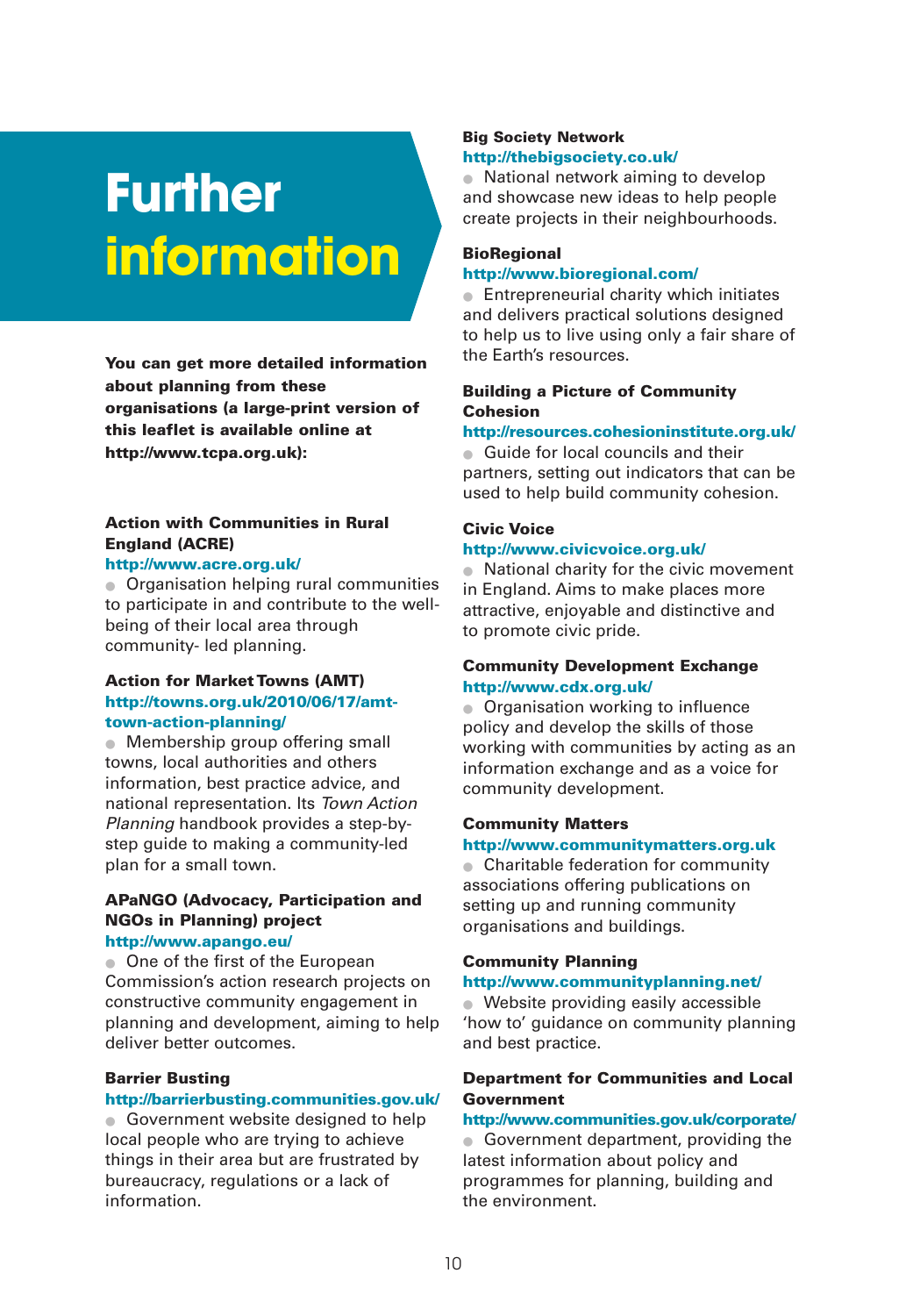# Further information

**You can get more detailed information about planning from these organisations (a large-print version of this leaflet is available online at http://www.tcpa.org.uk):**

### Action with Communities in Rural England (ACRE)
**http://www.acre.org.uk/**

- Organisation helping rural communities to participate in and contribute to the well-being of their local area through community- led planning.

### Action for Market Towns (AMT)
**http://towns.org.uk/2010/06/17/amt-town-action-planning/**

- Membership group offering small towns, local authorities and others information, best practice advice, and national representation. Its *Town Action Planning* handbook provides a step-by-step guide to making a community-led plan for a small town.

### APaNGO (Advocacy, Participation and NGOs in Planning) project
**http://www.apango.eu/**

- One of the first of the European Commission's action research projects on constructive community engagement in planning and development, aiming to help deliver better outcomes.

### Barrier Busting
**http://barrierbusting.communities.gov.uk/**

- Government website designed to help local people who are trying to achieve things in their area but are frustrated by bureaucracy, regulations or a lack of information.

### Big Society Network
**http://thebigsociety.co.uk/**

- National network aiming to develop and showcase new ideas to help people create projects in their neighbourhoods.

### BioRegional
**http://www.bioregional.com/**

- Entrepreneurial charity which initiates and delivers practical solutions designed to help us to live using only a fair share of the Earth's resources.

### Building a Picture of Community Cohesion
**http://resources.cohesioninstitute.org.uk/**

- Guide for local councils and their partners, setting out indicators that can be used to help build community cohesion.

### Civic Voice
**http://www.civicvoice.org.uk/**

- National charity for the civic movement in England. Aims to make places more attractive, enjoyable and distinctive and to promote civic pride.

### Community Development Exchange
**http://www.cdx.org.uk/**

- Organisation working to influence policy and develop the skills of those working with communities by acting as an information exchange and as a voice for community development.

### Community Matters
**http://www.communitymatters.org.uk**

- Charitable federation for community associations offering publications on setting up and running community organisations and buildings.

### Community Planning
**http://www.communityplanning.net/**

- Website providing easily accessible 'how to' guidance on community planning and best practice.

### Department for Communities and Local Government
**http://www.communities.gov.uk/corporate/**

- Government department, providing the latest information about policy and programmes for planning, building and the environment.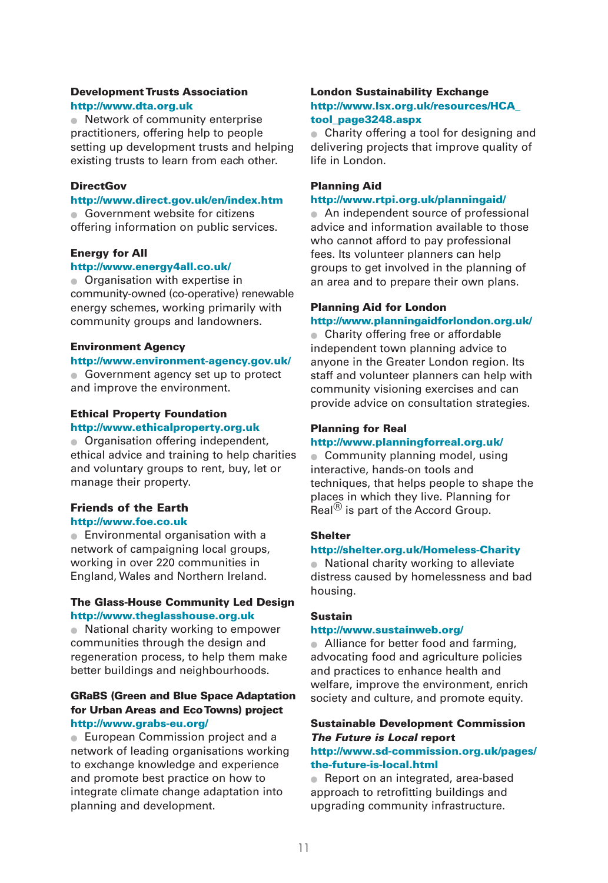**Development Trusts Association**
**http://www.dta.org.uk**
● Network of community enterprise practitioners, offering help to people setting up development trusts and helping existing trusts to learn from each other.

**DirectGov**
**http://www.direct.gov.uk/en/index.htm**
● Government website for citizens offering information on public services.

**Energy for All**
**http://www.energy4all.co.uk/**
● Organisation with expertise in community-owned (co-operative) renewable energy schemes, working primarily with community groups and landowners.

**Environment Agency**
**http://www.environment-agency.gov.uk/**
● Government agency set up to protect and improve the environment.

**Ethical Property Foundation**
**http://www.ethicalproperty.org.uk**
● Organisation offering independent, ethical advice and training to help charities and voluntary groups to rent, buy, let or manage their property.

**Friends of the Earth**
**http://www.foe.co.uk**
● Environmental organisation with a network of campaigning local groups, working in over 220 communities in England, Wales and Northern Ireland.

**The Glass-House Community Led Design**
**http://www.theglasshouse.org.uk**
● National charity working to empower communities through the design and regeneration process, to help them make better buildings and neighbourhoods.

**GRaBS (Green and Blue Space Adaptation for Urban Areas and Eco Towns) project**
**http://www.grabs-eu.org/**
● European Commission project and a network of leading organisations working to exchange knowledge and experience and promote best practice on how to integrate climate change adaptation into planning and development.

**London Sustainability Exchange**
**http://www.lsx.org.uk/resources/HCA_tool_page3248.aspx**
● Charity offering a tool for designing and delivering projects that improve quality of life in London.

**Planning Aid**
**http://www.rtpi.org.uk/planningaid/**
● An independent source of professional advice and information available to those who cannot afford to pay professional fees. Its volunteer planners can help groups to get involved in the planning of an area and to prepare their own plans.

**Planning Aid for London**
**http://www.planningaidforlondon.org.uk/**
● Charity offering free or affordable independent town planning advice to anyone in the Greater London region. Its staff and volunteer planners can help with community visioning exercises and can provide advice on consultation strategies.

**Planning for Real**
**http://www.planningforreal.org.uk/**
● Community planning model, using interactive, hands-on tools and techniques, that helps people to shape the places in which they live. Planning for Real® is part of the Accord Group.

**Shelter**
**http://shelter.org.uk/Homeless-Charity**
● National charity working to alleviate distress caused by homelessness and bad housing.

**Sustain**
**http://www.sustainweb.org/**
● Alliance for better food and farming, advocating food and agriculture policies and practices to enhance health and welfare, improve the environment, enrich society and culture, and promote equity.

**Sustainable Development Commission *The Future is Local* report**
**http://www.sd-commission.org.uk/pages/the-future-is-local.html**
● Report on an integrated, area-based approach to retrofitting buildings and upgrading community infrastructure.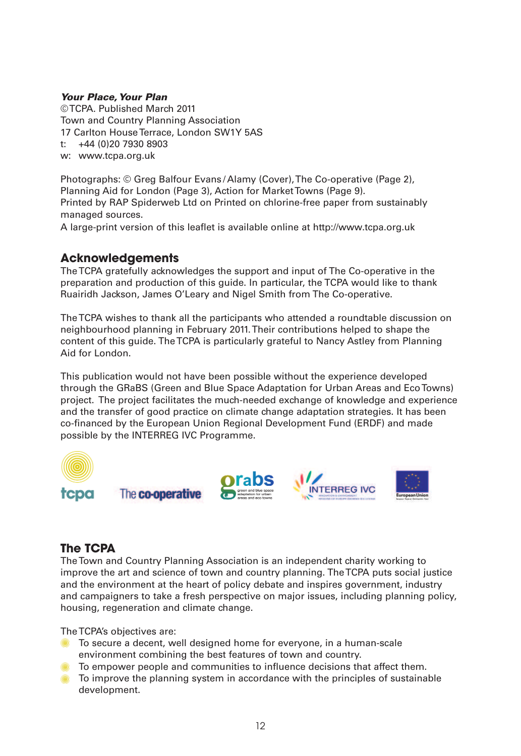***Your Place, Your Plan***
©TCPA. Published March 2011
Town and Country Planning Association
17 Carlton House Terrace, London SW1Y 5AS
t: +44 (0)20 7930 8903
w: www.tcpa.org.uk

Photographs: © Greg Balfour Evans / Alamy (Cover), The Co-operative (Page 2), Planning Aid for London (Page 3), Action for Market Towns (Page 9).
Printed by RAP Spiderweb Ltd on Printed on chlorine-free paper from sustainably managed sources.
A large-print version of this leaflet is available online at http://www.tcpa.org.uk

## Acknowledgements

The TCPA gratefully acknowledges the support and input of The Co-operative in the preparation and production of this guide. In particular, the TCPA would like to thank Ruairidh Jackson, James O'Leary and Nigel Smith from The Co-operative.

The TCPA wishes to thank all the participants who attended a roundtable discussion on neighbourhood planning in February 2011. Their contributions helped to shape the content of this guide. The TCPA is particularly grateful to Nancy Astley from Planning Aid for London.

This publication would not have been possible without the experience developed through the GRaBS (Green and Blue Space Adaptation for Urban Areas and Eco Towns) project. The project facilitates the much-needed exchange of knowledge and experience and the transfer of good practice on climate change adaptation strategies. It has been co-financed by the European Union Regional Development Fund (ERDF) and made possible by the INTERREG IVC Programme.

tcpa The co-operative grabs INTERREG IVC European Union

## The TCPA

The Town and Country Planning Association is an independent charity working to improve the art and science of town and country planning. The TCPA puts social justice and the environment at the heart of policy debate and inspires government, industry and campaigners to take a fresh perspective on major issues, including planning policy, housing, regeneration and climate change.

The TCPA's objectives are:

- To secure a decent, well designed home for everyone, in a human-scale environment combining the best features of town and country.
- To empower people and communities to influence decisions that affect them.
- To improve the planning system in accordance with the principles of sustainable development.